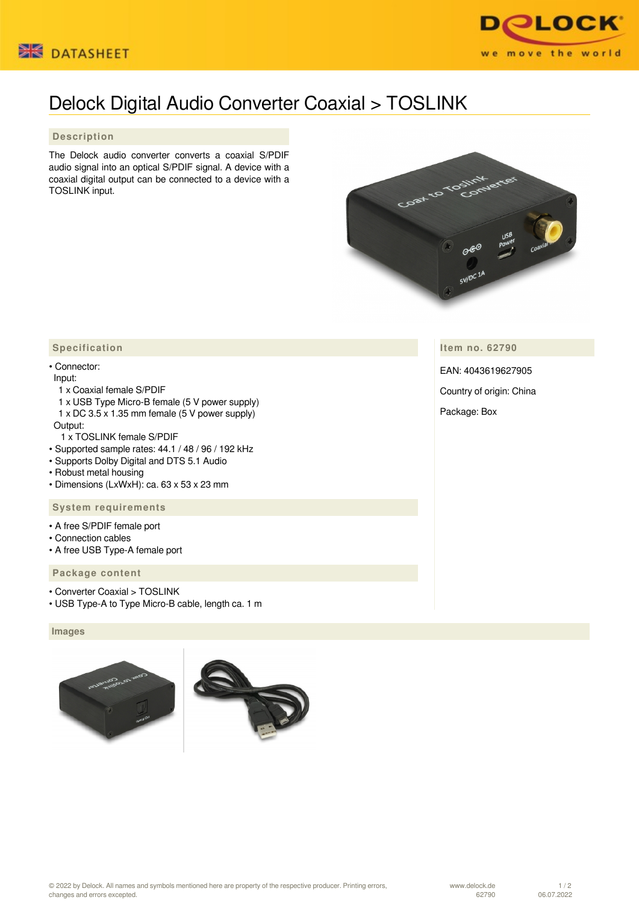DATASHEET

# Delock Digital Audio Converter Coaxial > TOSLINK

## Description

The Delock audio converter converts a coaxial S/PDIF audio signal into an optical S/PDIF signal. A device with a coaxial digital output can be connected to a device with a TOSLINK input.

## Specification

- Connector:
  - Input:
    - 1 x Coaxial female S/PDIF
    - 1 x USB Type Micro-B female (5 V power supply)
    - 1 x DC 3.5 x 1.35 mm female (5 V power supply)
  - Output:
    - 1 x TOSLINK female S/PDIF
- Supported sample rates: 44.1 / 48 / 96 / 192 kHz
- Supports Dolby Digital and DTS 5.1 Audio
- Robust metal housing
- Dimensions (LxWxH): ca. 63 x 53 x 23 mm

## Item no. 62790

EAN: 4043619627905

Country of origin: China

Package: Box

## System requirements

- A free S/PDIF female port
- Connection cables
- A free USB Type-A female port

## Package content

- Converter Coaxial > TOSLINK
- USB Type-A to Type Micro-B cable, length ca. 1 m

## Images

© 2022 by Delock. All names and symbols mentioned here are property of the respective producer. Printing errors, changes and errors excepted.

www.delock.de 62790 06.07.2022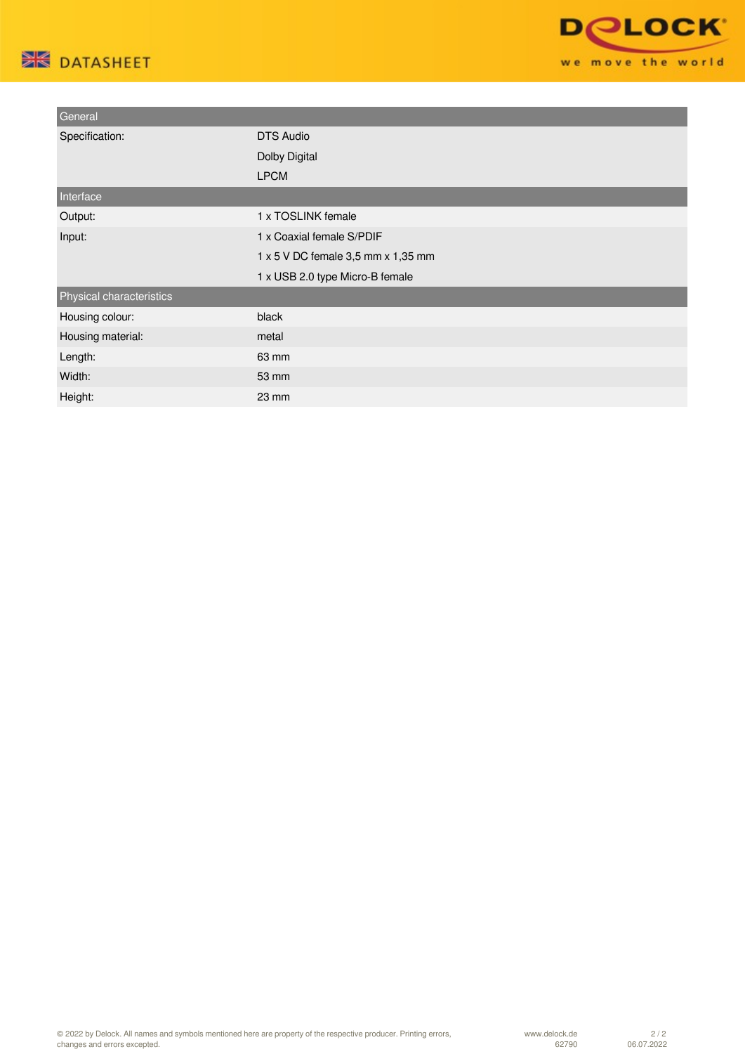| | |
|---|---|
| **General** | |
| Specification: | DTS Audio<br>Dolby Digital<br>LPCM |
| **Interface** | |
| Output: | 1 x TOSLINK female |
| Input: | 1 x Coaxial female S/PDIF<br>1 x 5 V DC female 3,5 mm x 1,35 mm<br>1 x USB 2.0 type Micro-B female |
| **Physical characteristics** | |
| Housing colour: | black |
| Housing material: | metal |
| Length: | 63 mm |
| Width: | 53 mm |
| Height: | 23 mm |

© 2022 by Delock. All names and symbols mentioned here are property of the respective producer. Printing errors, changes and errors excepted.

www.delock.de
62790
06.07.2022